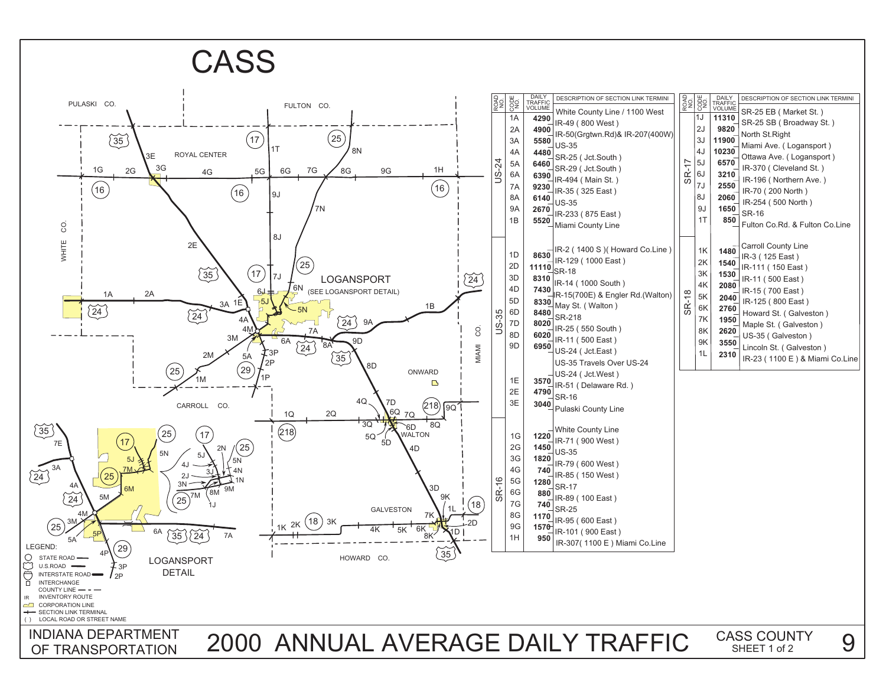# CASS

| ROAD NO. | CODE NO. | DAILY TRAFFIC VOLUME | DESCRIPTION OF SECTION LINK TERMINI |
|---|---|---|---|
| US-24 | | | White County Line / 1100 West |
| | 1A | 4290 | IR-49 ( 800 West ) |
| | 2A | 4900 | IR-50(Grgtwn.Rd)& IR-207(400W) |
| | 3A | 5580 | US-35 |
| | 4A | 4480 | SR-25 ( Jct.South ) |
| | 5A | 6460 | SR-29 ( Jct.South ) |
| | 6A | 6390 | IR-494 ( Main St. ) |
| | 7A | 9230 | IR-35 ( 325 East ) |
| | 8A | 6140 | US-35 |
| | 9A | 2670 | IR-233 ( 875 East ) |
| | 1B | 5520 | Miami County Line |
| US-35 | | | IR-2 ( 1400 S )( Howard Co.Line ) |
| | 1D | 8630 | IR-129 ( 1000 East ) |
| | 2D | 11110 | SR-18 |
| | 3D | 8310 | IR-14 ( 1000 South ) |
| | 4D | 7430 | IR-15(700E) & Engler Rd.(Walton) |
| | 5D | 8330 | May St. ( Walton ) |
| | 6D | 8480 | SR-218 |
| | 7D | 8020 | IR-25 ( 550 South ) |
| | 8D | 6020 | IR-11 ( 500 East ) |
| | 9D | 6950 | US-24 ( Jct.East ) |
| | | | US-35 Travels Over US-24 |
| | | | US-24 ( Jct.West ) |
| | 1E | 3570 | IR-51 ( Delaware Rd. ) |
| | 2E | 4790 | SR-16 |
| | 3E | 3040 | Pulaski County Line |
| SR-16 | | | White County Line |
| | 1G | 1220 | IR-71 ( 900 West ) |
| | 2G | 1450 | US-35 |
| | 3G | 1820 | IR-79 ( 600 West ) |
| | 4G | 740 | IR-85 ( 150 West ) |
| | 5G | 1280 | SR-17 |
| | 6G | 880 | IR-89 ( 100 East ) |
| | 7G | 740 | SR-25 |
| | 8G | 1170 | IR-95 ( 600 East ) |
| | 9G | 1570 | IR-101 ( 900 East ) |
| | 1H | 950 | IR-307( 1100 E ) Miami Co.Line |

| ROAD NO. | CODE NO. | DAILY TRAFFIC VOLUME | DESCRIPTION OF SECTION LINK TERMINI |
|---|---|---|---|
| SR-17 | | | SR-25 EB ( Market St. ) |
| | 1J | 11310 | SR-25 SB ( Broadway St. ) |
| | 2J | 9820 | North St.Right |
| | 3J | 11900 | Miami Ave. ( Logansport ) |
| | 4J | 10230 | Ottawa Ave. ( Logansport ) |
| | 5J | 6570 | IR-370 ( Cleveland St. ) |
| | 6J | 3210 | IR-196 ( Northern Ave. ) |
| | 7J | 2550 | IR-70 ( 200 North ) |
| | 8J | 2060 | IR-254 ( 500 North ) |
| | 9J | 1650 | SR-16 |
| | 1T | 850 | Fulton Co.Rd. & Fulton Co.Line |
| SR-18 | | | Carroll County Line |
| | 1K | 1480 | IR-3 ( 125 East ) |
| | 2K | 1540 | IR-111 ( 150 East ) |
| | 3K | 1530 | IR-11 ( 500 East ) |
| | 4K | 2080 | IR-15 ( 700 East ) |
| | 5K | 2040 | IR-125 ( 800 East ) |
| | 6K | 2760 | Howard St. ( Galveston ) |
| | 7K | 1950 | Maple St. ( Galveston ) |
| | 8K | 2620 | US-35 ( Galveston ) |
| | 9K | 3550 | Lincoln St. ( Galveston ) |
| | 1L | 2310 | IR-23 ( 1100 E ) & Miami Co.Line |

LEGEND:
- STATE ROAD
- U.S.ROAD
- INTERSTATE ROAD
- INTERCHANGE
- COUNTY LINE
- IR — INVENTORY ROUTE
- CORPORATION LINE
- SECTION LINK TERMINAL
- ( ) LOCAL ROAD OR STREET NAME

LOGANSPORT DETAIL

INDIANA DEPARTMENT OF TRANSPORTATION

# 2000 ANNUAL AVERAGE DAILY TRAFFIC

CASS COUNTY SHEET 1 of 2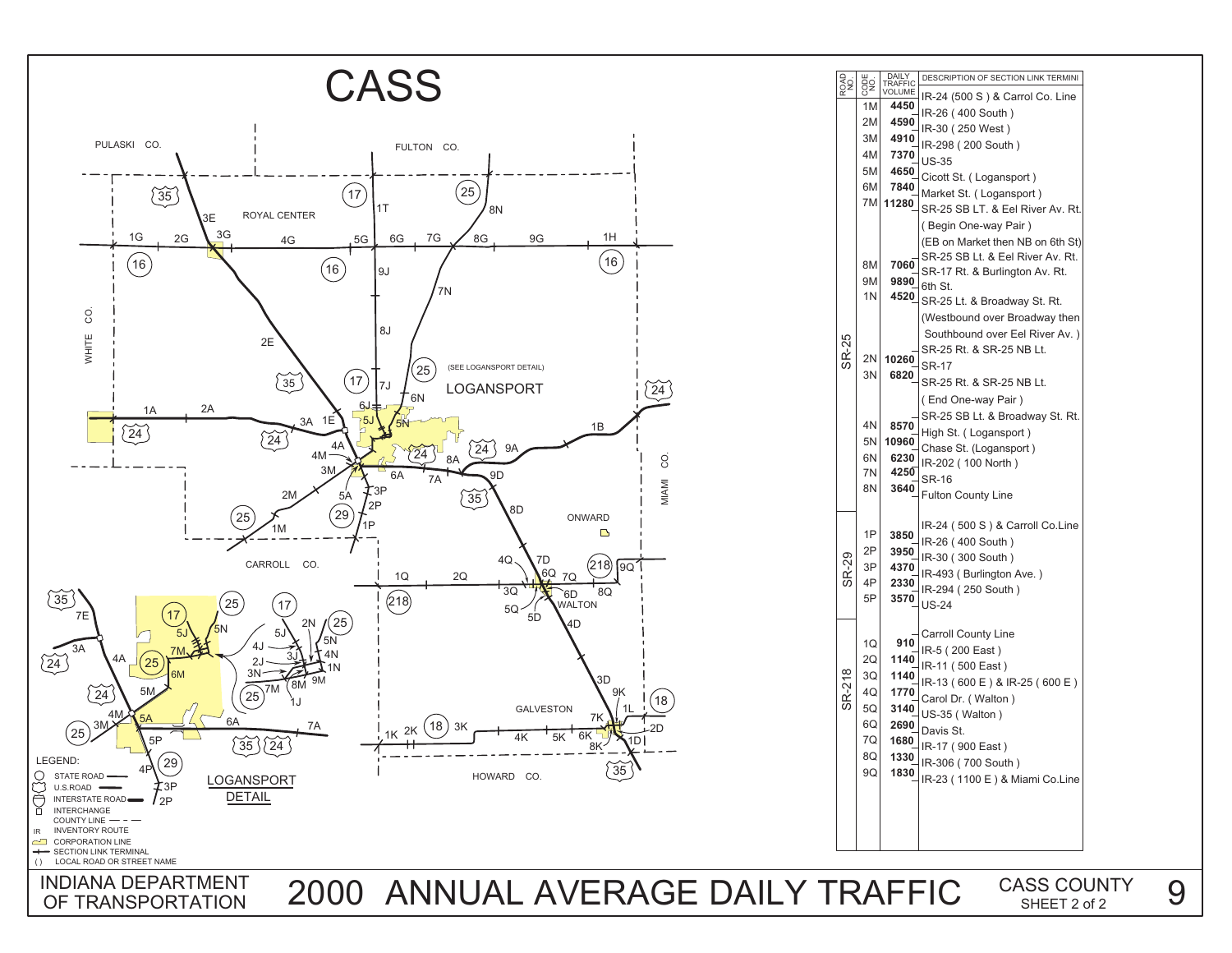# CASS

PULASKI CO.

FULTON CO.

WHITE CO.

MIAMI CO.

CARROLL CO.

HOWARD CO.

ROYAL CENTER

LOGANSPORT

(SEE LOGANSPORT DETAIL)

ONWARD

WALTON

GALVESTON

LOGANSPORT DETAIL

LEGEND:

- STATE ROAD
- U.S.ROAD
- INTERSTATE ROAD
- INTERCHANGE
- COUNTY LINE
- IR INVENTORY ROUTE
- CORPORATION LINE
- SECTION LINK TERMINAL
- ( ) LOCAL ROAD OR STREET NAME

| ROAD NO. | CODE NO. | DAILY TRAFFIC VOLUME | DESCRIPTION OF SECTION LINK TERMINI |
|---|---|---|---|
| SR-25 | | | IR-24 (500 S ) & Carrol Co. Line |
| | 1M | 4450 | IR-26 ( 400 South ) |
| | 2M | 4590 | IR-30 ( 250 West ) |
| | 3M | 4910 | IR-298 ( 200 South ) |
| | 4M | 7370 | US-35 |
| | 5M | 4650 | Cicott St. ( Logansport ) |
| | 6M | 7840 | Market St. ( Logansport ) |
| | 7M | 11280 | SR-25 SB LT. & Eel River Av. Rt. ( Begin One-way Pair ) (EB on Market then NB on 6th St) |
| | 8M | 7060 | SR-25 SB Lt. & Eel River Av. Rt. |
| | 9M | 9890 | SR-17 Rt. & Burlington Av. Rt. |
| | 1N | 4520 | 6th St. |
| | | | SR-25 Lt. & Broadway St. Rt. (Westbound over Broadway then Southbound over Eel River Av. ) |
| | 2N | 10260 | SR-25 Rt. & SR-25 NB Lt. |
| | 3N | 6820 | SR-17 |
| | | | SR-25 Rt. & SR-25 NB Lt. ( End One-way Pair ) |
| | 4N | 8570 | SR-25 SB Lt. & Broadway St. Rt. |
| | 5N | 10960 | High St. ( Logansport ) |
| | 6N | 6230 | Chase St. (Logansport ) |
| | 7N | 4250 | IR-202 ( 100 North ) |
| | 8N | 3640 | SR-16 |
| | | | Fulton County Line |
| SR-29 | | | IR-24 ( 500 S ) & Carroll Co.Line |
| | 1P | 3850 | IR-26 ( 400 South ) |
| | 2P | 3950 | IR-30 ( 300 South ) |
| | 3P | 4370 | IR-493 ( Burlington Ave. ) |
| | 4P | 2330 | IR-294 ( 250 South ) |
| | 5P | 3570 | US-24 |
| SR-218 | | | Carroll County Line |
| | 1Q | 910 | IR-5 ( 200 East ) |
| | 2Q | 1140 | IR-11 ( 500 East ) |
| | 3Q | 1140 | IR-13 ( 600 E ) & IR-25 ( 600 E ) |
| | 4Q | 1770 | Carol Dr. ( Walton ) |
| | 5Q | 3140 | US-35 ( Walton ) |
| | 6Q | 2690 | Davis St. |
| | 7Q | 1680 | IR-17 ( 900 East ) |
| | 8Q | 1330 | IR-306 ( 700 South ) |
| | 9Q | 1830 | IR-23 ( 1100 E ) & Miami Co.Line |

INDIANA DEPARTMENT OF TRANSPORTATION

2000 ANNUAL AVERAGE DAILY TRAFFIC

CASS COUNTY SHEET 2 of 2